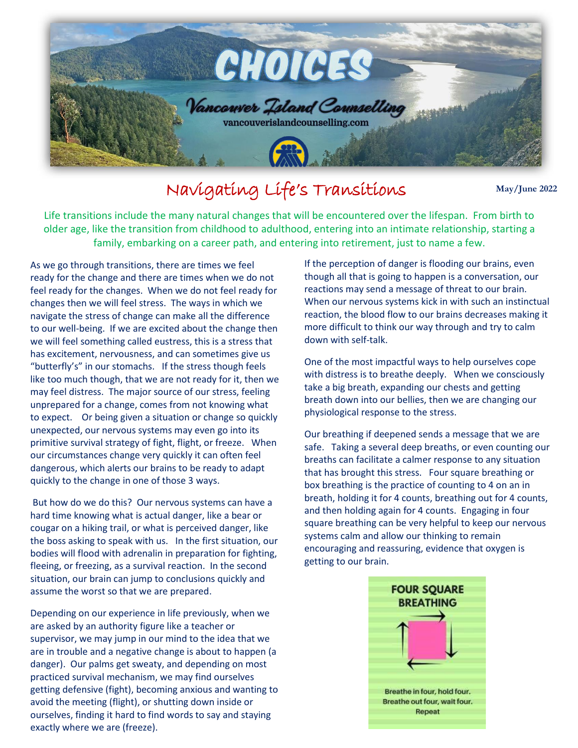# CHOICES

Vancouver Island Counselling

vancouverislandcounselling.com

## Navigating Life's Transitions

May/June 2022

Life transitions include the many natural changes that will be encountered over the lifespan. From birth to older age, like the transition from childhood to adulthood, entering into an intimate relationship, starting a family, embarking on a career path, and entering into retirement, just to name a few.

As we go through transitions, there are times we feel ready for the change and there are times when we do not feel ready for the changes. When we do not feel ready for changes then we will feel stress. The ways in which we navigate the stress of change can make all the difference to our well-being. If we are excited about the change then we will feel something called eustress, this is a stress that has excitement, nervousness, and can sometimes give us "butterfly's" in our stomachs. If the stress though feels like too much though, that we are not ready for it, then we may feel distress. The major source of our stress, feeling unprepared for a change, comes from not knowing what to expect. Or being given a situation or change so quickly unexpected, our nervous systems may even go into its primitive survival strategy of fight, flight, or freeze. When our circumstances change very quickly it can often feel dangerous, which alerts our brains to be ready to adapt quickly to the change in one of those 3 ways.

But how do we do this? Our nervous systems can have a hard time knowing what is actual danger, like a bear or cougar on a hiking trail, or what is perceived danger, like the boss asking to speak with us. In the first situation, our bodies will flood with adrenalin in preparation for fighting, fleeing, or freezing, as a survival reaction. In the second situation, our brain can jump to conclusions quickly and assume the worst so that we are prepared.

Depending on our experience in life previously, when we are asked by an authority figure like a teacher or supervisor, we may jump in our mind to the idea that we are in trouble and a negative change is about to happen (a danger). Our palms get sweaty, and depending on most practiced survival mechanism, we may find ourselves getting defensive (fight), becoming anxious and wanting to avoid the meeting (flight), or shutting down inside or ourselves, finding it hard to find words to say and staying exactly where we are (freeze).

If the perception of danger is flooding our brains, even though all that is going to happen is a conversation, our reactions may send a message of threat to our brain. When our nervous systems kick in with such an instinctual reaction, the blood flow to our brains decreases making it more difficult to think our way through and try to calm down with self-talk.

One of the most impactful ways to help ourselves cope with distress is to breathe deeply. When we consciously take a big breath, expanding our chests and getting breath down into our bellies, then we are changing our physiological response to the stress.

Our breathing if deepened sends a message that we are safe. Taking a several deep breaths, or even counting our breaths can facilitate a calmer response to any situation that has brought this stress. Four square breathing or box breathing is the practice of counting to 4 on an in breath, holding it for 4 counts, breathing out for 4 counts, and then holding again for 4 counts. Engaging in four square breathing can be very helpful to keep our nervous systems calm and allow our thinking to remain encouraging and reassuring, evidence that oxygen is getting to our brain.

**FOUR SQUARE BREATHING**

Breathe in four, hold four.
Breathe out four, wait four.
Repeat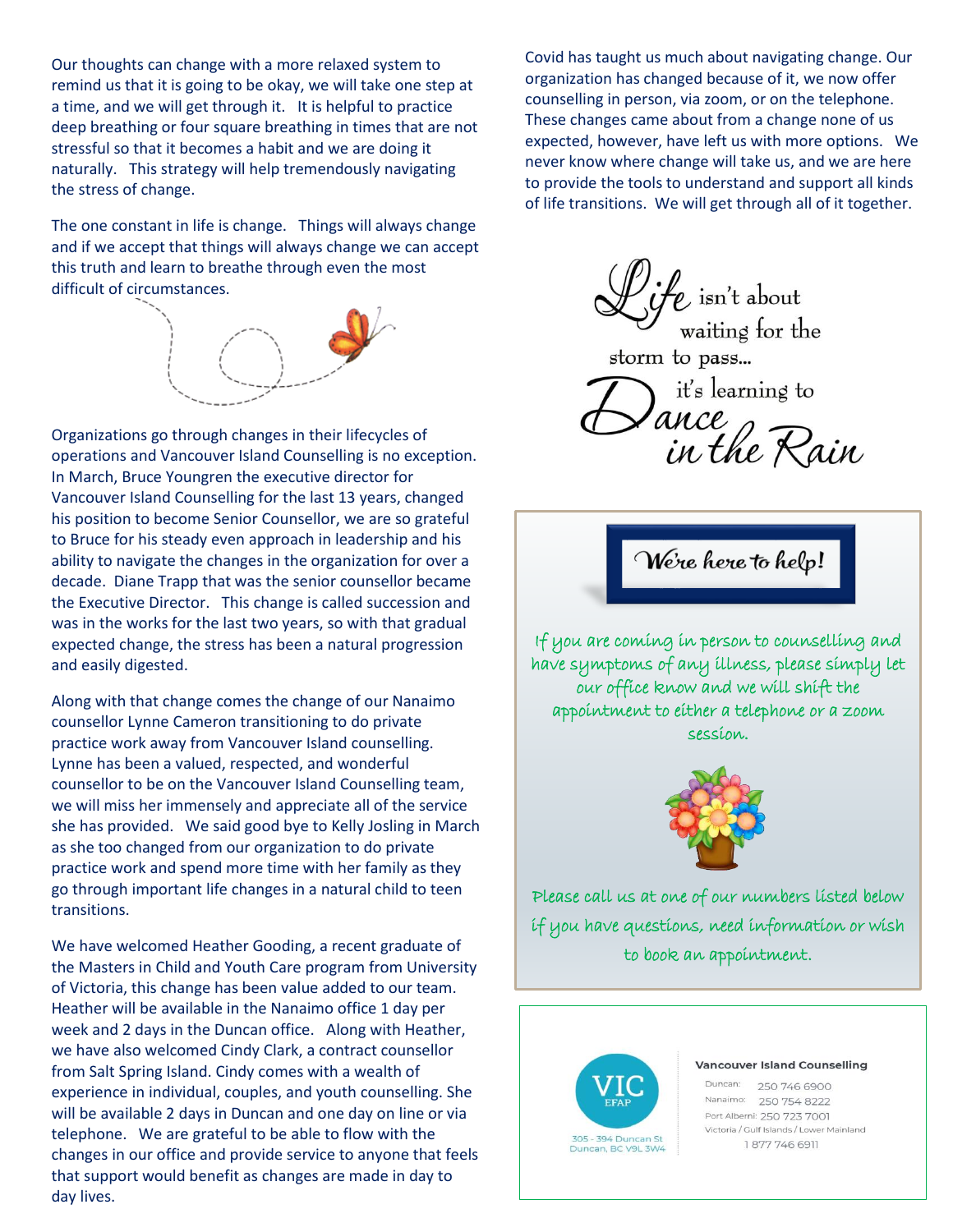Our thoughts can change with a more relaxed system to remind us that it is going to be okay, we will take one step at a time, and we will get through it. It is helpful to practice deep breathing or four square breathing in times that are not stressful so that it becomes a habit and we are doing it naturally. This strategy will help tremendously navigating the stress of change.

The one constant in life is change. Things will always change and if we accept that things will always change we can accept this truth and learn to breathe through even the most difficult of circumstances.

Organizations go through changes in their lifecycles of operations and Vancouver Island Counselling is no exception. In March, Bruce Youngren the executive director for Vancouver Island Counselling for the last 13 years, changed his position to become Senior Counsellor, we are so grateful to Bruce for his steady even approach in leadership and his ability to navigate the changes in the organization for over a decade. Diane Trapp that was the senior counsellor became the Executive Director. This change is called succession and was in the works for the last two years, so with that gradual expected change, the stress has been a natural progression and easily digested.

Along with that change comes the change of our Nanaimo counsellor Lynne Cameron transitioning to do private practice work away from Vancouver Island counselling. Lynne has been a valued, respected, and wonderful counsellor to be on the Vancouver Island Counselling team, we will miss her immensely and appreciate all of the service she has provided. We said good bye to Kelly Josling in March as she too changed from our organization to do private practice work and spend more time with her family as they go through important life changes in a natural child to teen transitions.

We have welcomed Heather Gooding, a recent graduate of the Masters in Child and Youth Care program from University of Victoria, this change has been value added to our team. Heather will be available in the Nanaimo office 1 day per week and 2 days in the Duncan office. Along with Heather, we have also welcomed Cindy Clark, a contract counsellor from Salt Spring Island. Cindy comes with a wealth of experience in individual, couples, and youth counselling. She will be available 2 days in Duncan and one day on line or via telephone. We are grateful to be able to flow with the changes in our office and provide service to anyone that feels that support would benefit as changes are made in day to day lives.

Covid has taught us much about navigating change. Our organization has changed because of it, we now offer counselling in person, via zoom, or on the telephone. These changes came about from a change none of us expected, however, have left us with more options. We never know where change will take us, and we are here to provide the tools to understand and support all kinds of life transitions. We will get through all of it together.

*Life isn't about waiting for the storm to pass... it's learning to Dance in the Rain*

**We're here to help!**

*If you are coming in person to counselling and have symptoms of any illness, please simply let our office know and we will shift the appointment to either a telephone or a zoom session.*

*Please call us at one of our numbers listed below if you have questions, need information or wish to book an appointment.*

VIC EFAP

305 - 394 Duncan St
Duncan, BC V9L 3W4

**Vancouver Island Counselling**

Duncan: 250 746 6900
Nanaimo: 250 754 8222
Port Alberni: 250 723 7001
Victoria / Gulf Islands / Lower Mainland
1 877 746 6911